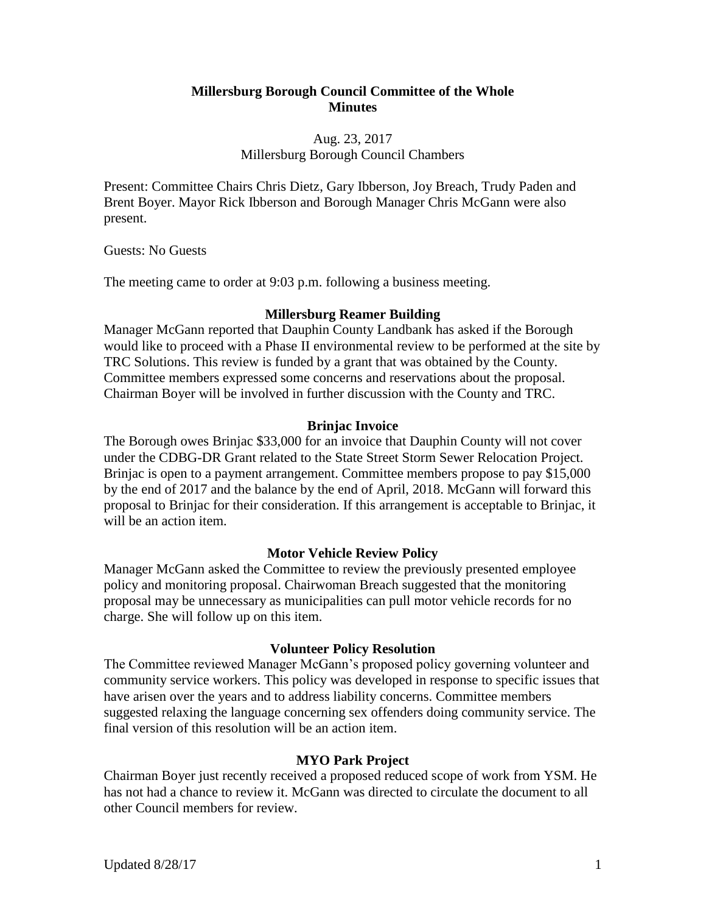# Millersburg Borough Council Committee of the Whole Minutes

Aug. 23, 2017
Millersburg Borough Council Chambers

Present: Committee Chairs Chris Dietz, Gary Ibberson, Joy Breach, Trudy Paden and Brent Boyer. Mayor Rick Ibberson and Borough Manager Chris McGann were also present.

Guests: No Guests

The meeting came to order at 9:03 p.m. following a business meeting.

### Millersburg Reamer Building

Manager McGann reported that Dauphin County Landbank has asked if the Borough would like to proceed with a Phase II environmental review to be performed at the site by TRC Solutions. This review is funded by a grant that was obtained by the County. Committee members expressed some concerns and reservations about the proposal. Chairman Boyer will be involved in further discussion with the County and TRC.

### Brinjac Invoice

The Borough owes Brinjac $33,000 for an invoice that Dauphin County will not cover under the CDBG-DR Grant related to the State Street Storm Sewer Relocation Project. Brinjac is open to a payment arrangement. Committee members propose to pay $15,000 by the end of 2017 and the balance by the end of April, 2018. McGann will forward this proposal to Brinjac for their consideration. If this arrangement is acceptable to Brinjac, it will be an action item.

### Motor Vehicle Review Policy

Manager McGann asked the Committee to review the previously presented employee policy and monitoring proposal. Chairwoman Breach suggested that the monitoring proposal may be unnecessary as municipalities can pull motor vehicle records for no charge. She will follow up on this item.

### Volunteer Policy Resolution

The Committee reviewed Manager McGann's proposed policy governing volunteer and community service workers. This policy was developed in response to specific issues that have arisen over the years and to address liability concerns. Committee members suggested relaxing the language concerning sex offenders doing community service. The final version of this resolution will be an action item.

### MYO Park Project

Chairman Boyer just recently received a proposed reduced scope of work from YSM. He has not had a chance to review it. McGann was directed to circulate the document to all other Council members for review.

Updated 8/28/17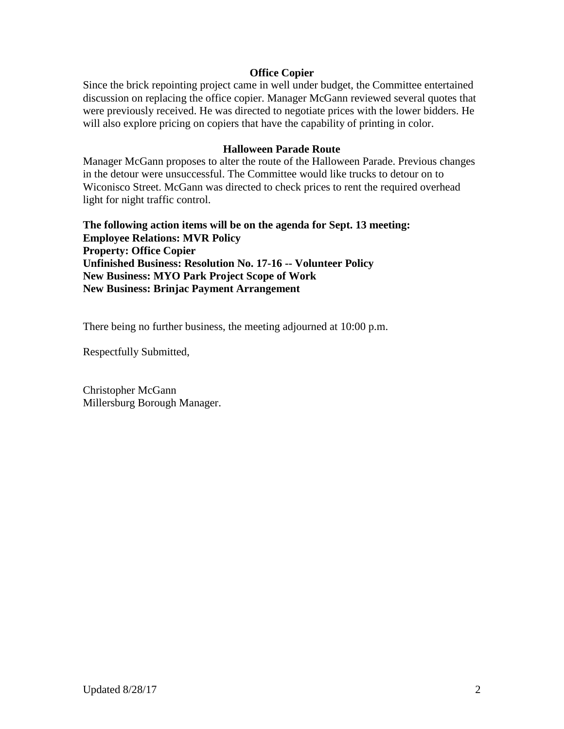### Office Copier

Since the brick repointing project came in well under budget, the Committee entertained discussion on replacing the office copier. Manager McGann reviewed several quotes that were previously received. He was directed to negotiate prices with the lower bidders. He will also explore pricing on copiers that have the capability of printing in color.

### Halloween Parade Route

Manager McGann proposes to alter the route of the Halloween Parade. Previous changes in the detour were unsuccessful. The Committee would like trucks to detour on to Wiconisco Street. McGann was directed to check prices to rent the required overhead light for night traffic control.

**The following action items will be on the agenda for Sept. 13 meeting:**
**Employee Relations: MVR Policy**
**Property: Office Copier**
**Unfinished Business: Resolution No. 17-16 -- Volunteer Policy**
**New Business: MYO Park Project Scope of Work**
**New Business: Brinjac Payment Arrangement**

There being no further business, the meeting adjourned at 10:00 p.m.

Respectfully Submitted,

Christopher McGann
Millersburg Borough Manager.

Updated 8/28/17